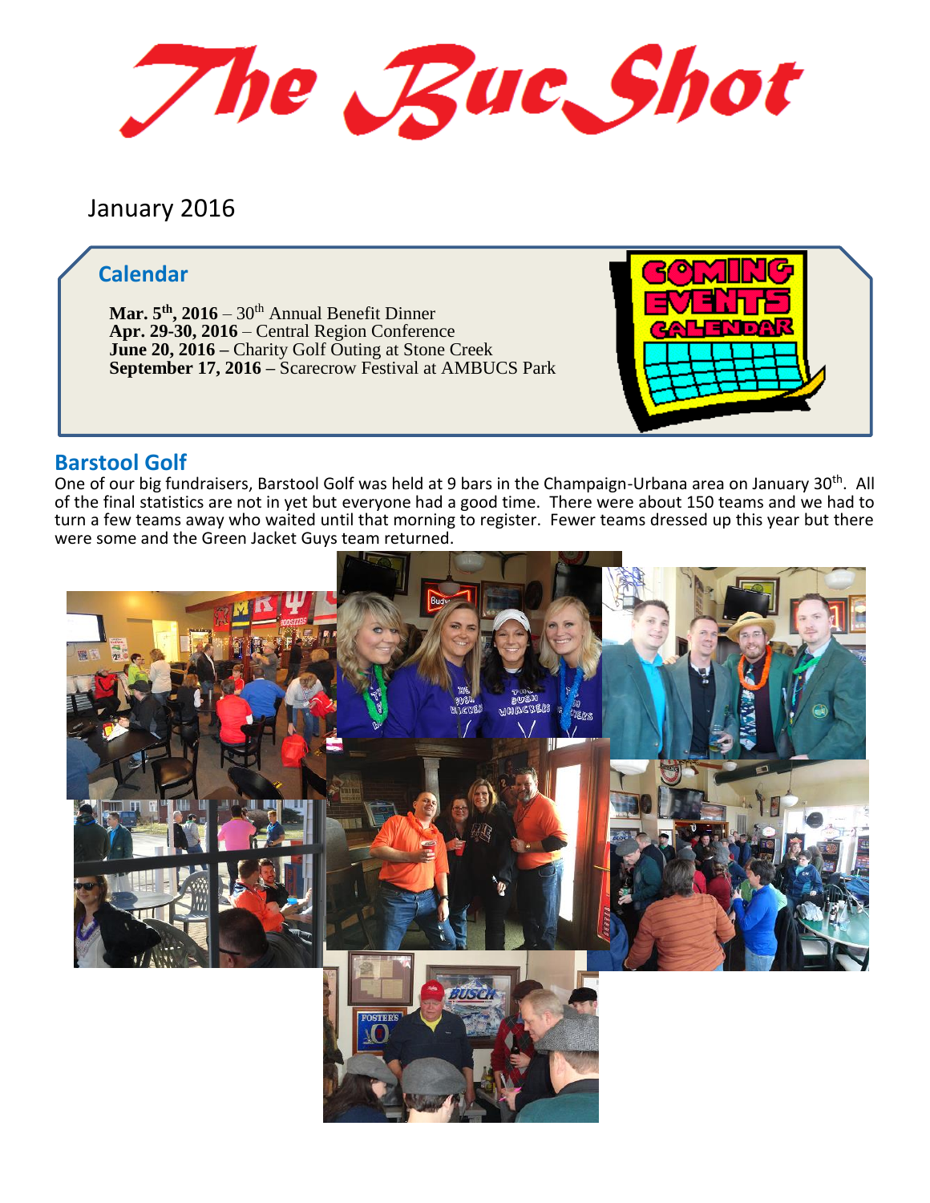# The Buc Shot

January 2016

## Calendar

**Mar. 5th, 2016** – 30th Annual Benefit Dinner
**Apr. 29-30, 2016** – Central Region Conference
**June 20, 2016 –** Charity Golf Outing at Stone Creek
**September 17, 2016 –** Scarecrow Festival at AMBUCS Park

## Barstool Golf

One of our big fundraisers, Barstool Golf was held at 9 bars in the Champaign-Urbana area on January 30th. All of the final statistics are not in yet but everyone had a good time. There were about 150 teams and we had to turn a few teams away who waited until that morning to register. Fewer teams dressed up this year but there were some and the Green Jacket Guys team returned.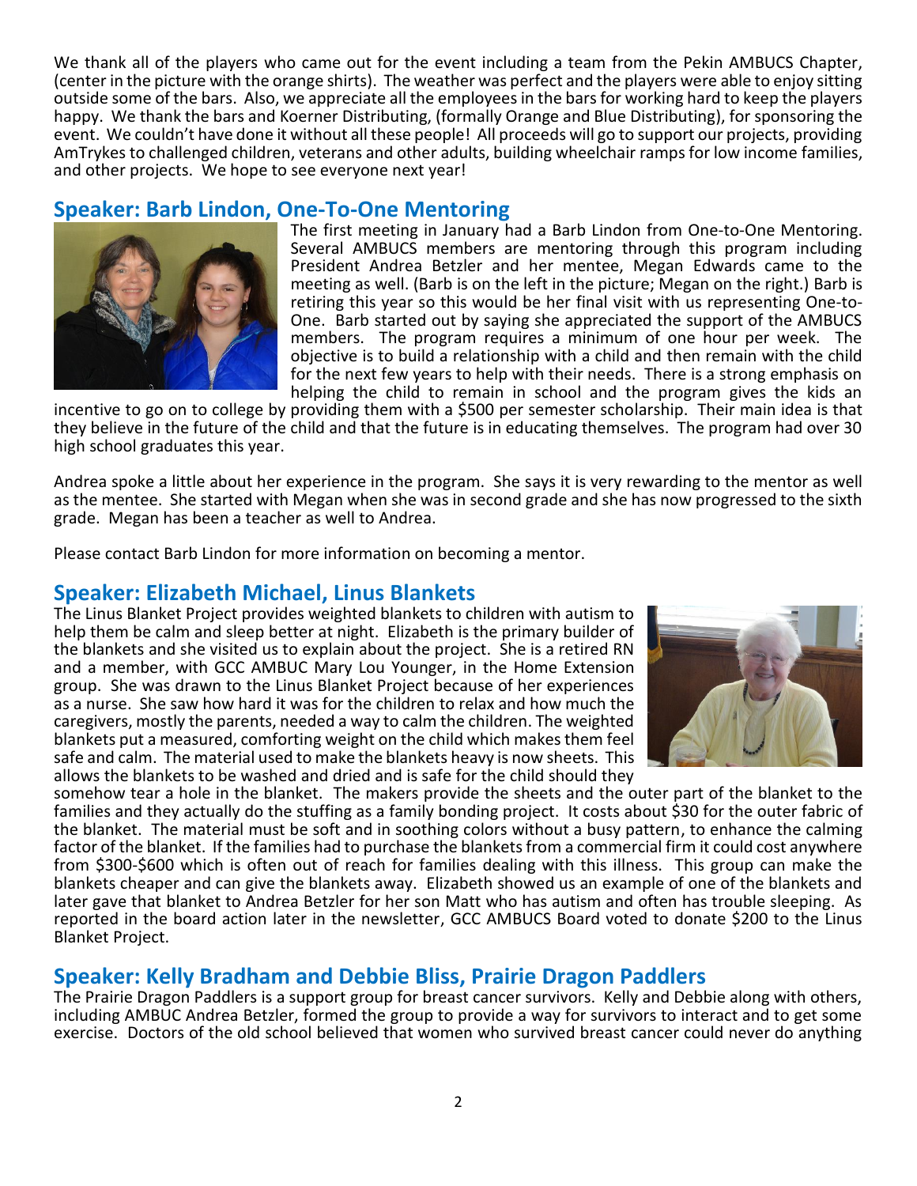We thank all of the players who came out for the event including a team from the Pekin AMBUCS Chapter, (center in the picture with the orange shirts). The weather was perfect and the players were able to enjoy sitting outside some of the bars. Also, we appreciate all the employees in the bars for working hard to keep the players happy. We thank the bars and Koerner Distributing, (formally Orange and Blue Distributing), for sponsoring the event. We couldn't have done it without all these people! All proceeds will go to support our projects, providing AmTrykes to challenged children, veterans and other adults, building wheelchair ramps for low income families, and other projects. We hope to see everyone next year!

## Speaker: Barb Lindon, One-To-One Mentoring

The first meeting in January had a Barb Lindon from One-to-One Mentoring. Several AMBUCS members are mentoring through this program including President Andrea Betzler and her mentee, Megan Edwards came to the meeting as well. (Barb is on the left in the picture; Megan on the right.) Barb is retiring this year so this would be her final visit with us representing One-to-One. Barb started out by saying she appreciated the support of the AMBUCS members. The program requires a minimum of one hour per week. The objective is to build a relationship with a child and then remain with the child for the next few years to help with their needs. There is a strong emphasis on helping the child to remain in school and the program gives the kids an incentive to go on to college by providing them with a $500 per semester scholarship. Their main idea is that they believe in the future of the child and that the future is in educating themselves. The program had over 30 high school graduates this year.

Andrea spoke a little about her experience in the program. She says it is very rewarding to the mentor as well as the mentee. She started with Megan when she was in second grade and she has now progressed to the sixth grade. Megan has been a teacher as well to Andrea.

Please contact Barb Lindon for more information on becoming a mentor.

## Speaker: Elizabeth Michael, Linus Blankets

The Linus Blanket Project provides weighted blankets to children with autism to help them be calm and sleep better at night. Elizabeth is the primary builder of the blankets and she visited us to explain about the project. She is a retired RN and a member, with GCC AMBUC Mary Lou Younger, in the Home Extension group. She was drawn to the Linus Blanket Project because of her experiences as a nurse. She saw how hard it was for the children to relax and how much the caregivers, mostly the parents, needed a way to calm the children. The weighted blankets put a measured, comforting weight on the child which makes them feel safe and calm. The material used to make the blankets heavy is now sheets. This allows the blankets to be washed and dried and is safe for the child should they somehow tear a hole in the blanket. The makers provide the sheets and the outer part of the blanket to the families and they actually do the stuffing as a family bonding project. It costs about $30 for the outer fabric of the blanket. The material must be soft and in soothing colors without a busy pattern, to enhance the calming factor of the blanket. If the families had to purchase the blankets from a commercial firm it could cost anywhere from $300-$600 which is often out of reach for families dealing with this illness. This group can make the blankets cheaper and can give the blankets away. Elizabeth showed us an example of one of the blankets and later gave that blanket to Andrea Betzler for her son Matt who has autism and often has trouble sleeping. As reported in the board action later in the newsletter, GCC AMBUCS Board voted to donate $200 to the Linus Blanket Project.

## Speaker: Kelly Bradham and Debbie Bliss, Prairie Dragon Paddlers

The Prairie Dragon Paddlers is a support group for breast cancer survivors. Kelly and Debbie along with others, including AMBUC Andrea Betzler, formed the group to provide a way for survivors to interact and to get some exercise. Doctors of the old school believed that women who survived breast cancer could never do anything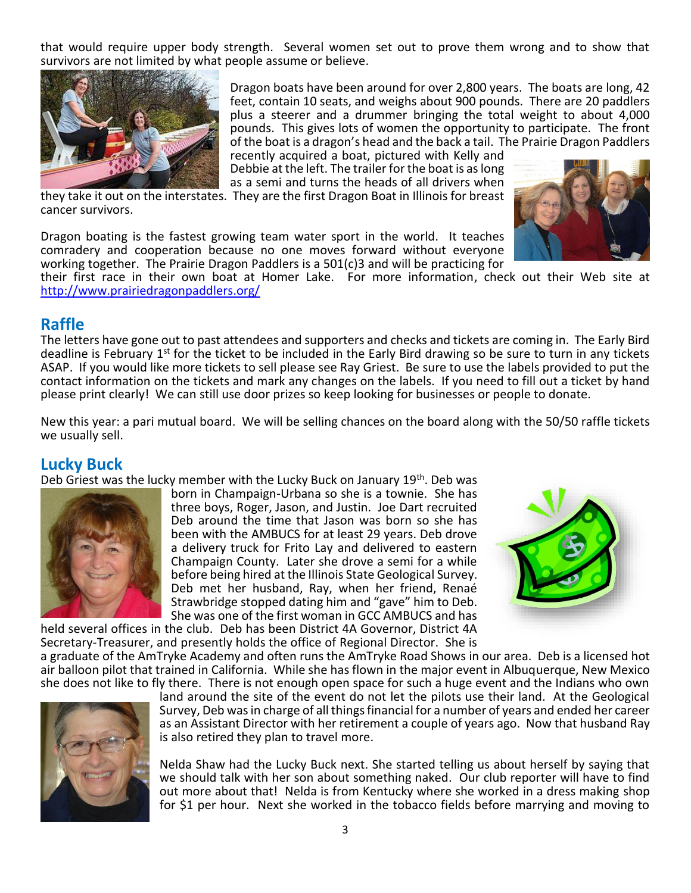that would require upper body strength. Several women set out to prove them wrong and to show that survivors are not limited by what people assume or believe.

Dragon boats have been around for over 2,800 years. The boats are long, 42 feet, contain 10 seats, and weighs about 900 pounds. There are 20 paddlers plus a steerer and a drummer bringing the total weight to about 4,000 pounds. This gives lots of women the opportunity to participate. The front of the boat is a dragon's head and the back a tail. The Prairie Dragon Paddlers recently acquired a boat, pictured with Kelly and Debbie at the left. The trailer for the boat is as long as a semi and turns the heads of all drivers when they take it out on the interstates. They are the first Dragon Boat in Illinois for breast cancer survivors.

Dragon boating is the fastest growing team water sport in the world. It teaches comradery and cooperation because no one moves forward without everyone working together. The Prairie Dragon Paddlers is a 501(c)3 and will be practicing for their first race in their own boat at Homer Lake. For more information, check out their Web site at http://www.prairiedragonpaddlers.org/

## Raffle

The letters have gone out to past attendees and supporters and checks and tickets are coming in. The Early Bird deadline is February 1st for the ticket to be included in the Early Bird drawing so be sure to turn in any tickets ASAP. If you would like more tickets to sell please see Ray Griest. Be sure to use the labels provided to put the contact information on the tickets and mark any changes on the labels. If you need to fill out a ticket by hand please print clearly! We can still use door prizes so keep looking for businesses or people to donate.

New this year: a pari mutual board. We will be selling chances on the board along with the 50/50 raffle tickets we usually sell.

## Lucky Buck

Deb Griest was the lucky member with the Lucky Buck on January 19th. Deb was born in Champaign-Urbana so she is a townie. She has three boys, Roger, Jason, and Justin. Joe Dart recruited Deb around the time that Jason was born so she has been with the AMBUCS for at least 29 years. Deb drove a delivery truck for Frito Lay and delivered to eastern Champaign County. Later she drove a semi for a while before being hired at the Illinois State Geological Survey. Deb met her husband, Ray, when her friend, Renaé Strawbridge stopped dating him and "gave" him to Deb. She was one of the first woman in GCC AMBUCS and has held several offices in the club. Deb has been District 4A Governor, District 4A Secretary-Treasurer, and presently holds the office of Regional Director. She is a graduate of the AmTryke Academy and often runs the AmTryke Road Shows in our area. Deb is a licensed hot air balloon pilot that trained in California. While she has flown in the major event in Albuquerque, New Mexico she does not like to fly there. There is not enough open space for such a huge event and the Indians who own land around the site of the event do not let the pilots use their land. At the Geological Survey, Deb was in charge of all things financial for a number of years and ended her career as an Assistant Director with her retirement a couple of years ago. Now that husband Ray is also retired they plan to travel more.

Nelda Shaw had the Lucky Buck next. She started telling us about herself by saying that we should talk with her son about something naked. Our club reporter will have to find out more about that! Nelda is from Kentucky where she worked in a dress making shop for $1 per hour. Next she worked in the tobacco fields before marrying and moving to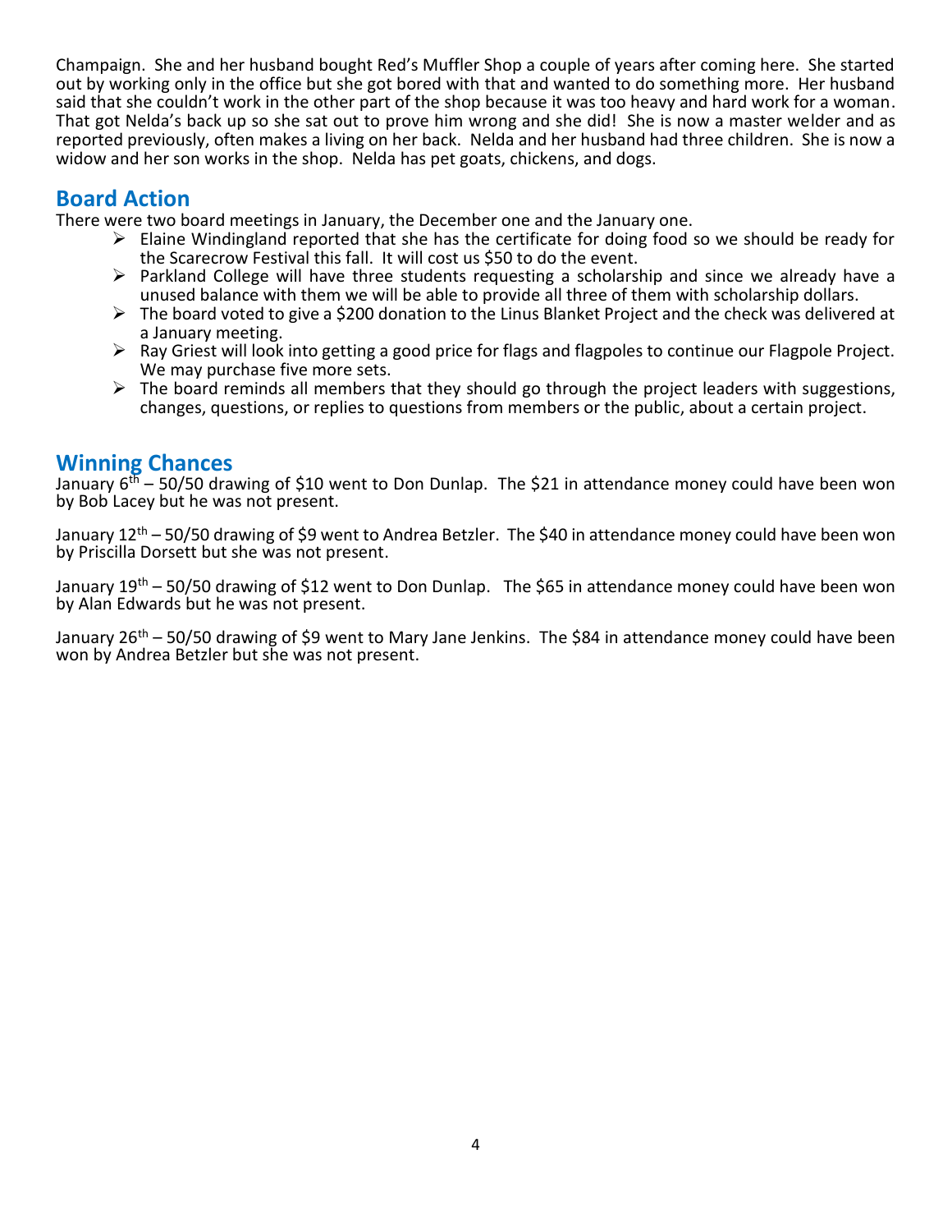Champaign. She and her husband bought Red's Muffler Shop a couple of years after coming here. She started out by working only in the office but she got bored with that and wanted to do something more. Her husband said that she couldn't work in the other part of the shop because it was too heavy and hard work for a woman. That got Nelda's back up so she sat out to prove him wrong and she did! She is now a master welder and as reported previously, often makes a living on her back. Nelda and her husband had three children. She is now a widow and her son works in the shop. Nelda has pet goats, chickens, and dogs.

## Board Action

There were two board meetings in January, the December one and the January one.

- Elaine Windingland reported that she has the certificate for doing food so we should be ready for the Scarecrow Festival this fall. It will cost us $50 to do the event.
- Parkland College will have three students requesting a scholarship and since we already have a unused balance with them we will be able to provide all three of them with scholarship dollars.
- The board voted to give a $200 donation to the Linus Blanket Project and the check was delivered at a January meeting.
- Ray Griest will look into getting a good price for flags and flagpoles to continue our Flagpole Project. We may purchase five more sets.
- The board reminds all members that they should go through the project leaders with suggestions, changes, questions, or replies to questions from members or the public, about a certain project.

## Winning Chances

January 6th – 50/50 drawing of $10 went to Don Dunlap. The $21 in attendance money could have been won by Bob Lacey but he was not present.

January 12th – 50/50 drawing of $9 went to Andrea Betzler. The $40 in attendance money could have been won by Priscilla Dorsett but she was not present.

January 19th – 50/50 drawing of $12 went to Don Dunlap. The $65 in attendance money could have been won by Alan Edwards but he was not present.

January 26th – 50/50 drawing of $9 went to Mary Jane Jenkins. The $84 in attendance money could have been won by Andrea Betzler but she was not present.